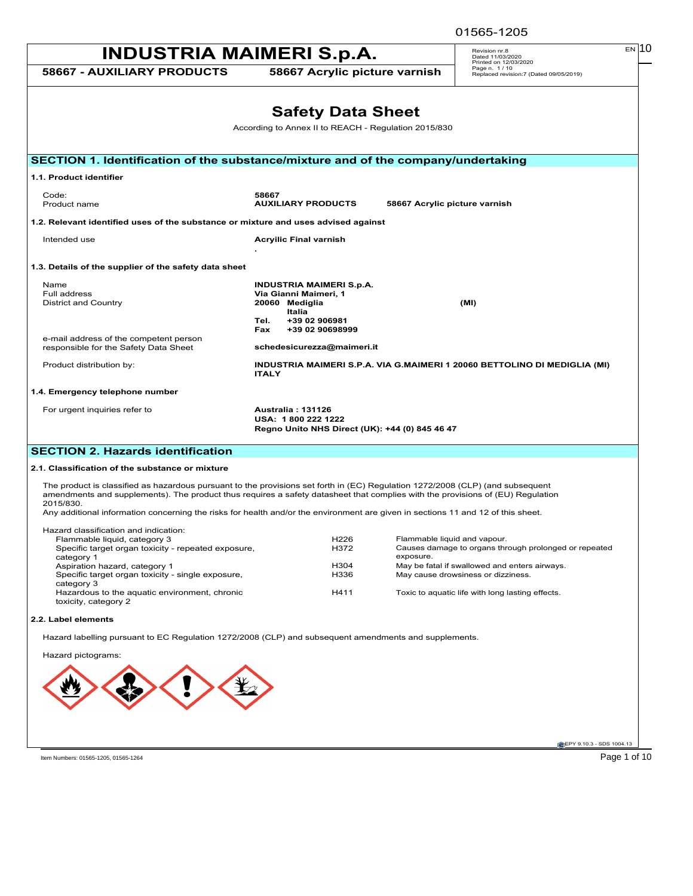# INDUSTRIA MAIMERI S.p.A.

**58667 - AUXILIARY PRODUCTS** **58667 Acrylic picture varnish**

Revision nr.8
Dated 11/03/2020
Printed on 12/03/2020
Page n. 1 / 10
Replaced revision:7 (Dated 09/05/2019)

# Safety Data Sheet

According to Annex II to REACH - Regulation 2015/830

## SECTION 1. Identification of the substance/mixture and of the company/undertaking

### 1.1. Product identifier

| | |
|---|---|
| Code: | **58667** |
| Product name | **AUXILIARY PRODUCTS** **58667 Acrylic picture varnish** |

### 1.2. Relevant identified uses of the substance or mixture and uses advised against

| | |
|---|---|
| Intended use | **Acryilic Final varnish** |

### 1.3. Details of the supplier of the safety data sheet

| | |
|---|---|
| Name | **INDUSTRIA MAIMERI S.p.A.** |
| Full address | **Via Gianni Maimeri, 1** |
| District and Country | **20060 Mediglia (MI)** **Italia** |
| | **Tel. +39 02 906981** |
| | **Fax +39 02 90698999** |
| e-mail address of the competent person responsible for the Safety Data Sheet | **schedesicurezza@maimeri.it** |
| Product distribution by: | **INDUSTRIA MAIMERI S.P.A. VIA G.MAIMERI 1 20060 BETTOLINO DI MEDIGLIA (MI) ITALY** |

### 1.4. Emergency telephone number

| | |
|---|---|
| For urgent inquiries refer to | **Australia : 131126** **USA: 1 800 222 1222** **Regno Unito NHS Direct (UK): +44 (0) 845 46 47** |

## SECTION 2. Hazards identification

### 2.1. Classification of the substance or mixture

The product is classified as hazardous pursuant to the provisions set forth in (EC) Regulation 1272/2008 (CLP) (and subsequent amendments and supplements). The product thus requires a safety datasheet that complies with the provisions of (EU) Regulation 2015/830.
Any additional information concerning the risks for health and/or the environment are given in sections 11 and 12 of this sheet.

Hazard classification and indication:

| | | |
|---|---|---|
| Flammable liquid, category 3 | H226 | Flammable liquid and vapour. |
| Specific target organ toxicity - repeated exposure, category 1 | H372 | Causes damage to organs through prolonged or repeated exposure. |
| Aspiration hazard, category 1 | H304 | May be fatal if swallowed and enters airways. |
| Specific target organ toxicity - single exposure, category 3 | H336 | May cause drowsiness or dizziness. |
| Hazardous to the aquatic environment, chronic toxicity, category 2 | H411 | Toxic to aquatic life with long lasting effects. |

### 2.2. Label elements

Hazard labelling pursuant to EC Regulation 1272/2008 (CLP) and subsequent amendments and supplements.

Hazard pictograms: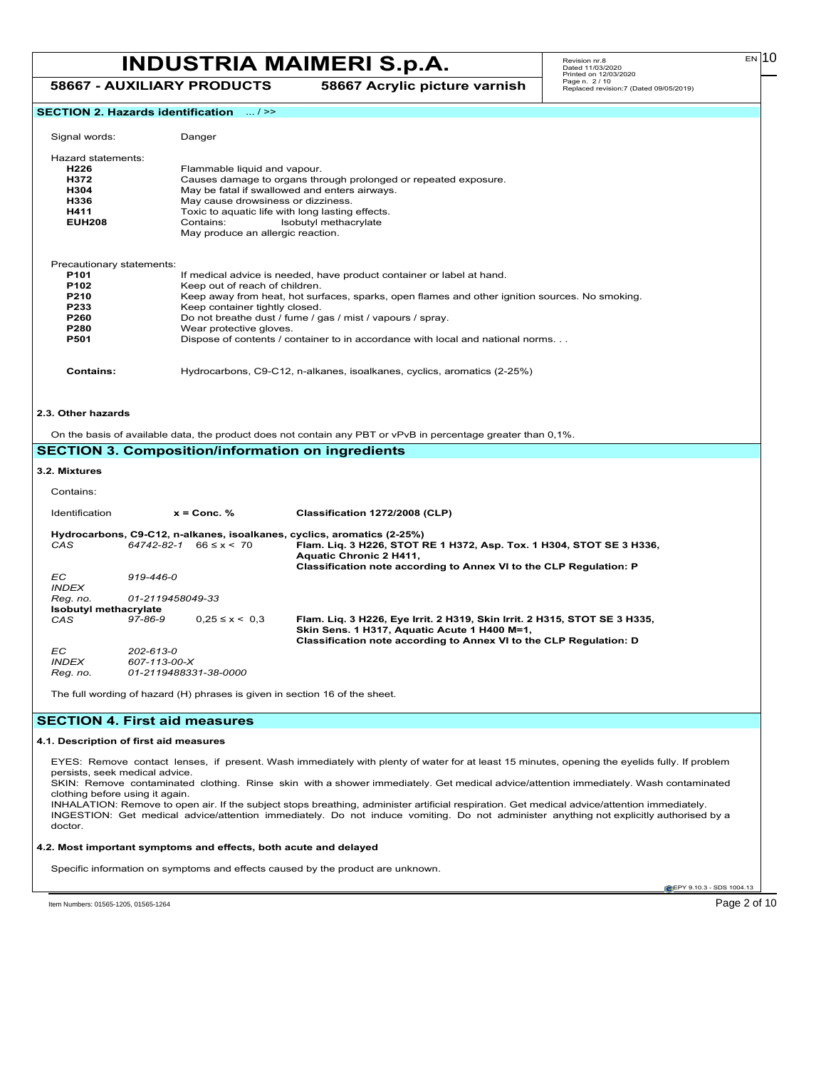## SECTION 2. Hazards identification ... / >>

Signal words: Danger

Hazard statements:

| | |
|---|---|
| **H226** | Flammable liquid and vapour. |
| **H372** | Causes damage to organs through prolonged or repeated exposure. |
| **H304** | May be fatal if swallowed and enters airways. |
| **H336** | May cause drowsiness or dizziness. |
| **H411** | Toxic to aquatic life with long lasting effects. |
| **EUH208** | Contains: Isobutyl methacrylate<br>May produce an allergic reaction. |

Precautionary statements:

| | |
|---|---|
| **P101** | If medical advice is needed, have product container or label at hand. |
| **P102** | Keep out of reach of children. |
| **P210** | Keep away from heat, hot surfaces, sparks, open flames and other ignition sources. No smoking. |
| **P233** | Keep container tightly closed. |
| **P260** | Do not breathe dust / fume / gas / mist / vapours / spray. |
| **P280** | Wear protective gloves. |
| **P501** | Dispose of contents / container to in accordance with local and national norms. . . |

**Contains:** Hydrocarbons, C9-C12, n-alkanes, isoalkanes, cyclics, aromatics (2-25%)

### 2.3. Other hazards

On the basis of available data, the product does not contain any PBT or vPvB in percentage greater than 0,1%.

## SECTION 3. Composition/information on ingredients

### 3.2. Mixtures

Contains:

| Identification | | x = Conc. % | Classification 1272/2008 (CLP) |
|---|---|---|---|
| **Hydrocarbons, C9-C12, n-alkanes, isoalkanes, cyclics, aromatics (2-25%)** | | | |
| *CAS* | *64742-82-1* | 66 ≤ x < 70 | **Flam. Liq. 3 H226, STOT RE 1 H372, Asp. Tox. 1 H304, STOT SE 3 H336, Aquatic Chronic 2 H411, Classification note according to Annex VI to the CLP Regulation: P** |
| *EC* | *919-446-0* | | |
| *INDEX* | | | |
| *Reg. no.* | *01-2119458049-33* | | |
| **Isobutyl methacrylate** | | | |
| *CAS* | *97-86-9* | 0,25 ≤ x < 0,3 | **Flam. Liq. 3 H226, Eye Irrit. 2 H319, Skin Irrit. 2 H315, STOT SE 3 H335, Skin Sens. 1 H317, Aquatic Acute 1 H400 M=1, Classification note according to Annex VI to the CLP Regulation: D** |
| *EC* | *202-613-0* | | |
| *INDEX* | *607-113-00-X* | | |
| *Reg. no.* | *01-2119488331-38-0000* | | |

The full wording of hazard (H) phrases is given in section 16 of the sheet.

## SECTION 4. First aid measures

### 4.1. Description of first aid measures

EYES: Remove contact lenses, if present. Wash immediately with plenty of water for at least 15 minutes, opening the eyelids fully. If problem persists, seek medical advice.
SKIN: Remove contaminated clothing. Rinse skin with a shower immediately. Get medical advice/attention immediately. Wash contaminated clothing before using it again.
INHALATION: Remove to open air. If the subject stops breathing, administer artificial respiration. Get medical advice/attention immediately.
INGESTION: Get medical advice/attention immediately. Do not induce vomiting. Do not administer anything not explicitly authorised by a doctor.

### 4.2. Most important symptoms and effects, both acute and delayed

Specific information on symptoms and effects caused by the product are unknown.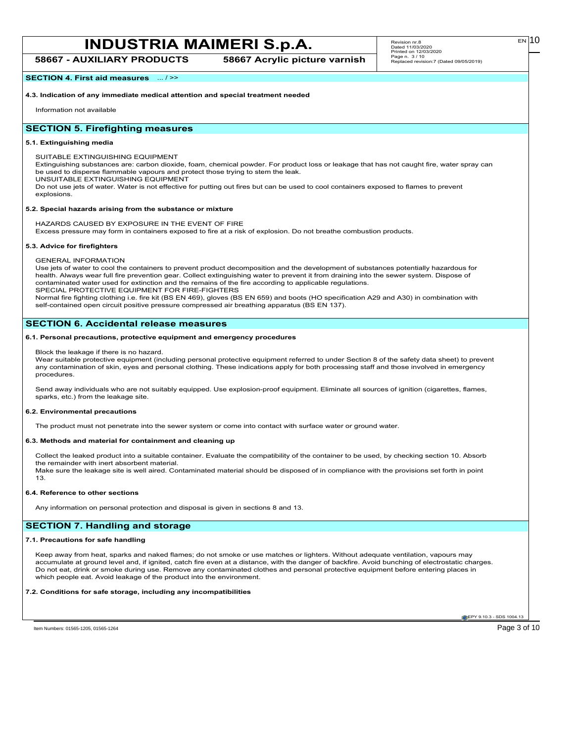## SECTION 4. First aid measures ... / >>

### 4.3. Indication of any immediate medical attention and special treatment needed

Information not available

## SECTION 5. Firefighting measures

### 5.1. Extinguishing media

SUITABLE EXTINGUISHING EQUIPMENT
Extinguishing substances are: carbon dioxide, foam, chemical powder. For product loss or leakage that has not caught fire, water spray can be used to disperse flammable vapours and protect those trying to stem the leak.
UNSUITABLE EXTINGUISHING EQUIPMENT
Do not use jets of water. Water is not effective for putting out fires but can be used to cool containers exposed to flames to prevent explosions.

### 5.2. Special hazards arising from the substance or mixture

HAZARDS CAUSED BY EXPOSURE IN THE EVENT OF FIRE
Excess pressure may form in containers exposed to fire at a risk of explosion. Do not breathe combustion products.

### 5.3. Advice for firefighters

GENERAL INFORMATION
Use jets of water to cool the containers to prevent product decomposition and the development of substances potentially hazardous for health. Always wear full fire prevention gear. Collect extinguishing water to prevent it from draining into the sewer system. Dispose of contaminated water used for extinction and the remains of the fire according to applicable regulations.
SPECIAL PROTECTIVE EQUIPMENT FOR FIRE-FIGHTERS
Normal fire fighting clothing i.e. fire kit (BS EN 469), gloves (BS EN 659) and boots (HO specification A29 and A30) in combination with self-contained open circuit positive pressure compressed air breathing apparatus (BS EN 137).

## SECTION 6. Accidental release measures

### 6.1. Personal precautions, protective equipment and emergency procedures

Block the leakage if there is no hazard.
Wear suitable protective equipment (including personal protective equipment referred to under Section 8 of the safety data sheet) to prevent any contamination of skin, eyes and personal clothing. These indications apply for both processing staff and those involved in emergency procedures.

Send away individuals who are not suitably equipped. Use explosion-proof equipment. Eliminate all sources of ignition (cigarettes, flames, sparks, etc.) from the leakage site.

### 6.2. Environmental precautions

The product must not penetrate into the sewer system or come into contact with surface water or ground water.

### 6.3. Methods and material for containment and cleaning up

Collect the leaked product into a suitable container. Evaluate the compatibility of the container to be used, by checking section 10. Absorb the remainder with inert absorbent material.
Make sure the leakage site is well aired. Contaminated material should be disposed of in compliance with the provisions set forth in point 13.

### 6.4. Reference to other sections

Any information on personal protection and disposal is given in sections 8 and 13.

## SECTION 7. Handling and storage

### 7.1. Precautions for safe handling

Keep away from heat, sparks and naked flames; do not smoke or use matches or lighters. Without adequate ventilation, vapours may accumulate at ground level and, if ignited, catch fire even at a distance, with the danger of backfire. Avoid bunching of electrostatic charges. Do not eat, drink or smoke during use. Remove any contaminated clothes and personal protective equipment before entering places in which people eat. Avoid leakage of the product into the environment.

### 7.2. Conditions for safe storage, including any incompatibilities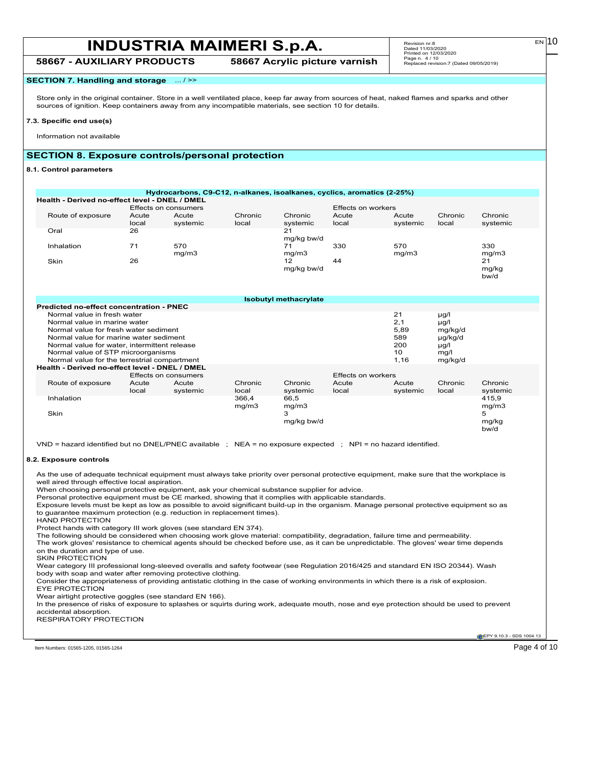## SECTION 7. Handling and storage ... / >>

Store only in the original container. Store in a well ventilated place, keep far away from sources of heat, naked flames and sparks and other sources of ignition. Keep containers away from any incompatible materials, see section 10 for details.

### 7.3. Specific end use(s)

Information not available

## SECTION 8. Exposure controls/personal protection

### 8.1. Control parameters

**Hydrocarbons, C9-C12, n-alkanes, isoalkanes, cyclics, aromatics (2-25%)**

**Health - Derived no-effect level - DNEL / DMEL**

| | Effects on consumers | | | | Effects on workers | | | |
|---|---|---|---|---|---|---|---|---|
| Route of exposure | Acute local | Acute systemic | Chronic local | Chronic systemic | Acute local | Acute systemic | Chronic local | Chronic systemic |
| Oral | 26 | | | 21 mg/kg bw/d | | | | |
| Inhalation | 71 | 570 mg/m3 | | 71 mg/m3 | 330 | 570 mg/m3 | | 330 mg/m3 |
| Skin | 26 | | | 12 mg/kg bw/d | 44 | | | 21 mg/kg bw/d |

**Isobutyl methacrylate**

**Predicted no-effect concentration - PNEC**

| | | |
|---|---|---|
| Normal value in fresh water | 21 | µg/l |
| Normal value in marine water | 2,1 | µg/l |
| Normal value for fresh water sediment | 5,89 | mg/kg/d |
| Normal value for marine water sediment | 589 | µg/kg/d |
| Normal value for water, intermittent release | 200 | µg/l |
| Normal value of STP microorganisms | 10 | mg/l |
| Normal value for the terrestrial compartment | 1,16 | mg/kg/d |

**Health - Derived no-effect level - DNEL / DMEL**

| | Effects on consumers | | | | Effects on workers | | | |
|---|---|---|---|---|---|---|---|---|
| Route of exposure | Acute local | Acute systemic | Chronic local | Chronic systemic | Acute local | Acute systemic | Chronic local | Chronic systemic |
| Inhalation | | | 366,4 mg/m3 | 66,5 mg/m3 | | | | 415,9 mg/m3 |
| Skin | | | | 3 mg/kg bw/d | | | | 5 mg/kg bw/d |

VND = hazard identified but no DNEL/PNEC available ; NEA = no exposure expected ; NPI = no hazard identified.

### 8.2. Exposure controls

As the use of adequate technical equipment must always take priority over personal protective equipment, make sure that the workplace is well aired through effective local aspiration.
When choosing personal protective equipment, ask your chemical substance supplier for advice.
Personal protective equipment must be CE marked, showing that it complies with applicable standards.
Exposure levels must be kept as low as possible to avoid significant build-up in the organism. Manage personal protective equipment so as to guarantee maximum protection (e.g. reduction in replacement times).
HAND PROTECTION
Protect hands with category III work gloves (see standard EN 374).
The following should be considered when choosing work glove material: compatibility, degradation, failure time and permeability.
The work gloves' resistance to chemical agents should be checked before use, as it can be unpredictable. The gloves' wear time depends on the duration and type of use.
SKIN PROTECTION
Wear category III professional long-sleeved overalls and safety footwear (see Regulation 2016/425 and standard EN ISO 20344). Wash body with soap and water after removing protective clothing.
Consider the appropriateness of providing antistatic clothing in the case of working environments in which there is a risk of explosion.
EYE PROTECTION
Wear airtight protective goggles (see standard EN 166).
In the presence of risks of exposure to splashes or squirts during work, adequate mouth, nose and eye protection should be used to prevent accidental absorption.
RESPIRATORY PROTECTION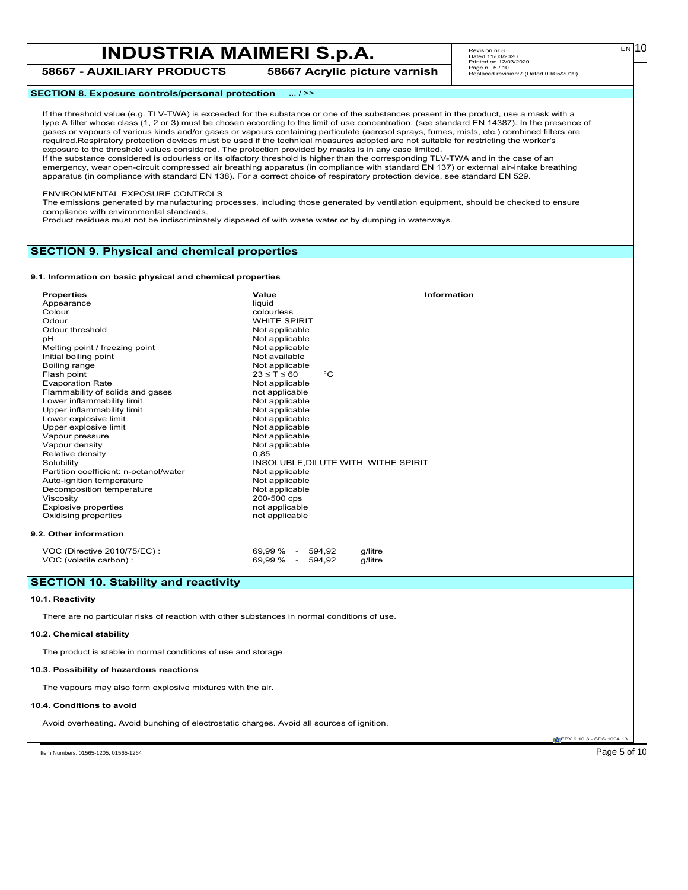## SECTION 8. Exposure controls/personal protection ... / >>

If the threshold value (e.g. TLV-TWA) is exceeded for the substance or one of the substances present in the product, use a mask with a type A filter whose class (1, 2 or 3) must be chosen according to the limit of use concentration. (see standard EN 14387). In the presence of gases or vapours of various kinds and/or gases or vapours containing particulate (aerosol sprays, fumes, mists, etc.) combined filters are required.Respiratory protection devices must be used if the technical measures adopted are not suitable for restricting the worker's exposure to the threshold values considered. The protection provided by masks is in any case limited.
If the substance considered is odourless or its olfactory threshold is higher than the corresponding TLV-TWA and in the case of an emergency, wear open-circuit compressed air breathing apparatus (in compliance with standard EN 137) or external air-intake breathing apparatus (in compliance with standard EN 138). For a correct choice of respiratory protection device, see standard EN 529.

ENVIRONMENTAL EXPOSURE CONTROLS
The emissions generated by manufacturing processes, including those generated by ventilation equipment, should be checked to ensure compliance with environmental standards.
Product residues must not be indiscriminately disposed of with waste water or by dumping in waterways.

## SECTION 9. Physical and chemical properties

### 9.1. Information on basic physical and chemical properties

| Properties | Value | Information |
|---|---|---|
| Appearance | liquid | |
| Colour | colourless | |
| Odour | WHITE SPIRIT | |
| Odour threshold | Not applicable | |
| pH | Not applicable | |
| Melting point / freezing point | Not applicable | |
| Initial boiling point | Not available | |
| Boiling range | Not applicable | |
| Flash point | 23 ≤ T ≤ 60 °C | |
| Evaporation Rate | Not applicable | |
| Flammability of solids and gases | not applicable | |
| Lower inflammability limit | Not applicable | |
| Upper inflammability limit | Not applicable | |
| Lower explosive limit | Not applicable | |
| Upper explosive limit | Not applicable | |
| Vapour pressure | Not applicable | |
| Vapour density | Not applicable | |
| Relative density | 0,85 | |
| Solubility | INSOLUBLE,DILUTE WITH WITHE SPIRIT | |
| Partition coefficient: n-octanol/water | Not applicable | |
| Auto-ignition temperature | Not applicable | |
| Decomposition temperature | Not applicable | |
| Viscosity | 200-500 cps | |
| Explosive properties | not applicable | |
| Oxidising properties | not applicable | |

### 9.2. Other information

| | | |
|---|---|---|
| VOC (Directive 2010/75/EC) : | 69,99 % - 594,92 | g/litre |
| VOC (volatile carbon) : | 69,99 % - 594,92 | g/litre |

## SECTION 10. Stability and reactivity

### 10.1. Reactivity

There are no particular risks of reaction with other substances in normal conditions of use.

### 10.2. Chemical stability

The product is stable in normal conditions of use and storage.

### 10.3. Possibility of hazardous reactions

The vapours may also form explosive mixtures with the air.

### 10.4. Conditions to avoid

Avoid overheating. Avoid bunching of electrostatic charges. Avoid all sources of ignition.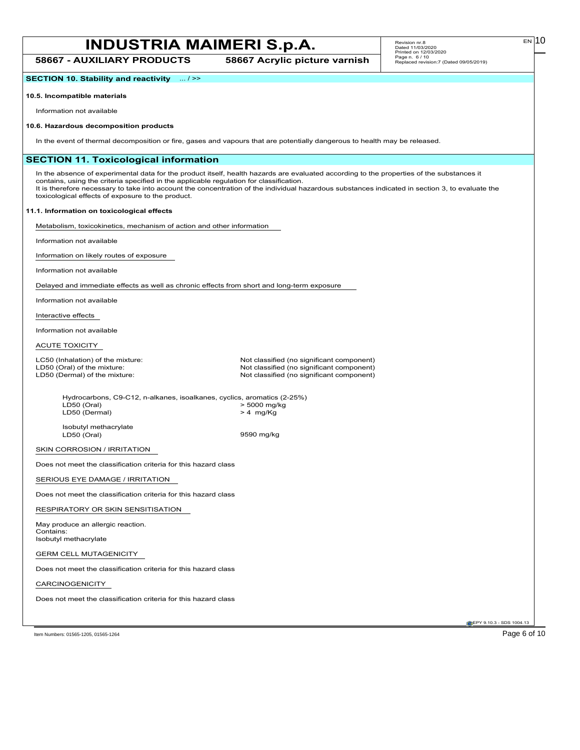**SECTION 10. Stability and reactivity** ... / >>

**10.5. Incompatible materials**

Information not available

**10.6. Hazardous decomposition products**

In the event of thermal decomposition or fire, gases and vapours that are potentially dangerous to health may be released.

## SECTION 11. Toxicological information

In the absence of experimental data for the product itself, health hazards are evaluated according to the properties of the substances it contains, using the criteria specified in the applicable regulation for classification.
It is therefore necessary to take into account the concentration of the individual hazardous substances indicated in section 3, to evaluate the toxicological effects of exposure to the product.

**11.1. Information on toxicological effects**

Metabolism, toxicokinetics, mechanism of action and other information

Information not available

Information on likely routes of exposure

Information not available

Delayed and immediate effects as well as chronic effects from short and long-term exposure

Information not available

Interactive effects

Information not available

ACUTE TOXICITY

| | |
|---|---|
| LC50 (Inhalation) of the mixture: | Not classified (no significant component) |
| LD50 (Oral) of the mixture: | Not classified (no significant component) |
| LD50 (Dermal) of the mixture: | Not classified (no significant component) |

Hydrocarbons, C9-C12, n-alkanes, isoalkanes, cyclics, aromatics (2-25%)

| | |
|---|---|
| LD50 (Oral) | > 5000 mg/kg |
| LD50 (Dermal) | > 4 mg/Kg |

Isobutyl methacrylate

| | |
|---|---|
| LD50 (Oral) | 9590 mg/kg |

SKIN CORROSION / IRRITATION

Does not meet the classification criteria for this hazard class

SERIOUS EYE DAMAGE / IRRITATION

Does not meet the classification criteria for this hazard class

RESPIRATORY OR SKIN SENSITISATION

May produce an allergic reaction.
Contains:
Isobutyl methacrylate

GERM CELL MUTAGENICITY

Does not meet the classification criteria for this hazard class

CARCINOGENICITY

Does not meet the classification criteria for this hazard class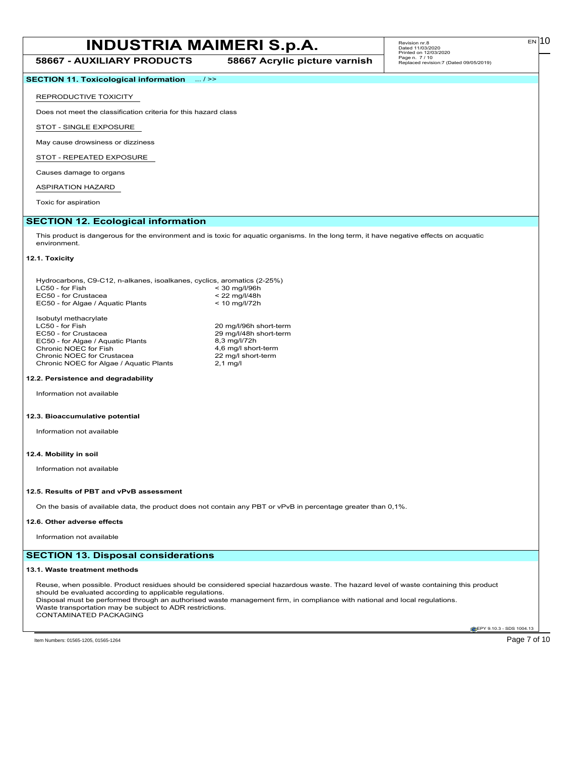## SECTION 11. Toxicological information ... / >>

REPRODUCTIVE TOXICITY

Does not meet the classification criteria for this hazard class

STOT - SINGLE EXPOSURE

May cause drowsiness or dizziness

STOT - REPEATED EXPOSURE

Causes damage to organs

ASPIRATION HAZARD

Toxic for aspiration

## SECTION 12. Ecological information

This product is dangerous for the environment and is toxic for aquatic organisms. In the long term, it have negative effects on acquatic environment.

### 12.1. Toxicity

Hydrocarbons, C9-C12, n-alkanes, isoalkanes, cyclics, aromatics (2-25%)

| | |
|---|---|
| LC50 - for Fish | < 30 mg/l/96h |
| EC50 - for Crustacea | < 22 mg/l/48h |
| EC50 - for Algae / Aquatic Plants | < 10 mg/l/72h |

Isobutyl methacrylate

| | |
|---|---|
| LC50 - for Fish | 20 mg/l/96h short-term |
| EC50 - for Crustacea | 29 mg/l/48h short-term |
| EC50 - for Algae / Aquatic Plants | 8,3 mg/l/72h |
| Chronic NOEC for Fish | 4,6 mg/l short-term |
| Chronic NOEC for Crustacea | 22 mg/l short-term |
| Chronic NOEC for Algae / Aquatic Plants | 2,1 mg/l |

### 12.2. Persistence and degradability

Information not available

### 12.3. Bioaccumulative potential

Information not available

### 12.4. Mobility in soil

Information not available

### 12.5. Results of PBT and vPvB assessment

On the basis of available data, the product does not contain any PBT or vPvB in percentage greater than 0,1%.

### 12.6. Other adverse effects

Information not available

## SECTION 13. Disposal considerations

### 13.1. Waste treatment methods

Reuse, when possible. Product residues should be considered special hazardous waste. The hazard level of waste containing this product should be evaluated according to applicable regulations.
Disposal must be performed through an authorised waste management firm, in compliance with national and local regulations.
Waste transportation may be subject to ADR restrictions.
CONTAMINATED PACKAGING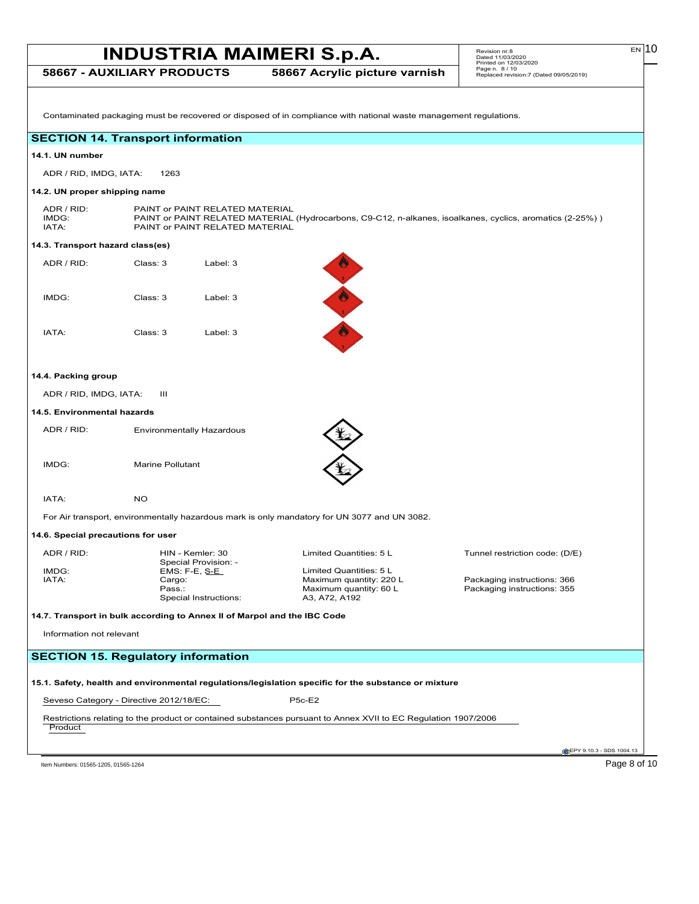Contaminated packaging must be recovered or disposed of in compliance with national waste management regulations.

## SECTION 14. Transport information

### 14.1. UN number

ADR / RID, IMDG, IATA: 1263

### 14.2. UN proper shipping name

| | |
|---|---|
| ADR / RID: | PAINT or PAINT RELATED MATERIAL |
| IMDG: | PAINT or PAINT RELATED MATERIAL (Hydrocarbons, C9-C12, n-alkanes, isoalkanes, cyclics, aromatics (2-25%) ) |
| IATA: | PAINT or PAINT RELATED MATERIAL |

### 14.3. Transport hazard class(es)

| | | |
|---|---|---|
| ADR / RID: | Class: 3 | Label: 3 |
| IMDG: | Class: 3 | Label: 3 |
| IATA: | Class: 3 | Label: 3 |

### 14.4. Packing group

ADR / RID, IMDG, IATA: III

### 14.5. Environmental hazards

| | |
|---|---|
| ADR / RID: | Environmentally Hazardous |
| IMDG: | Marine Pollutant |
| IATA: | NO |

For Air transport, environmentally hazardous mark is only mandatory for UN 3077 and UN 3082.

### 14.6. Special precautions for user

| | | | |
|---|---|---|---|
| ADR / RID: | HIN - Kemler: 30 | Limited Quantities: 5 L | Tunnel restriction code: (D/E) |
| | Special Provision: - | | |
| IMDG: | EMS: F-E, S-E | Limited Quantities: 5 L | |
| IATA: | Cargo: | Maximum quantity: 220 L | Packaging instructions: 366 |
| | Pass.: | Maximum quantity: 60 L | Packaging instructions: 355 |
| | Special Instructions: | A3, A72, A192 | |

### 14.7. Transport in bulk according to Annex II of Marpol and the IBC Code

Information not relevant

## SECTION 15. Regulatory information

### 15.1. Safety, health and environmental regulations/legislation specific for the substance or mixture

Seveso Category - Directive 2012/18/EC: P5c-E2

Restrictions relating to the product or contained substances pursuant to Annex XVII to EC Regulation 1907/2006

Product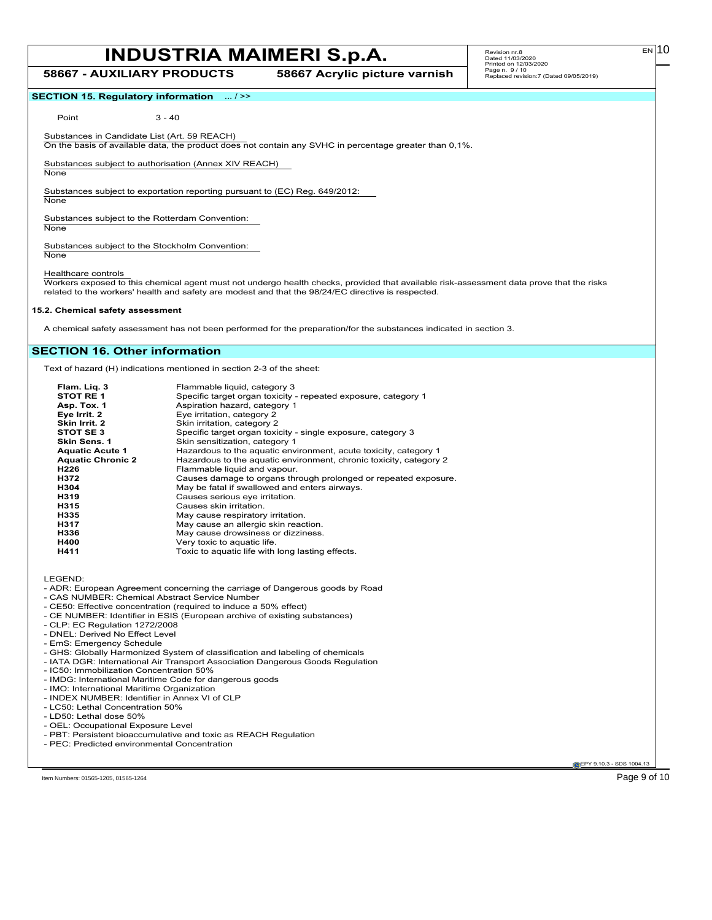## SECTION 15. Regulatory information ... / >>

Point 3 - 40

Substances in Candidate List (Art. 59 REACH)
On the basis of available data, the product does not contain any SVHC in percentage greater than 0,1%.

Substances subject to authorisation (Annex XIV REACH)
None

Substances subject to exportation reporting pursuant to (EC) Reg. 649/2012:
None

Substances subject to the Rotterdam Convention:
None

Substances subject to the Stockholm Convention:
None

Healthcare controls
Workers exposed to this chemical agent must not undergo health checks, provided that available risk-assessment data prove that the risks related to the workers' health and safety are modest and that the 98/24/EC directive is respected.

### 15.2. Chemical safety assessment

A chemical safety assessment has not been performed for the preparation/for the substances indicated in section 3.

## SECTION 16. Other information

Text of hazard (H) indications mentioned in section 2-3 of the sheet:

| | |
|---|---|
| **Flam. Liq. 3** | Flammable liquid, category 3 |
| **STOT RE 1** | Specific target organ toxicity - repeated exposure, category 1 |
| **Asp. Tox. 1** | Aspiration hazard, category 1 |
| **Eye Irrit. 2** | Eye irritation, category 2 |
| **Skin Irrit. 2** | Skin irritation, category 2 |
| **STOT SE 3** | Specific target organ toxicity - single exposure, category 3 |
| **Skin Sens. 1** | Skin sensitization, category 1 |
| **Aquatic Acute 1** | Hazardous to the aquatic environment, acute toxicity, category 1 |
| **Aquatic Chronic 2** | Hazardous to the aquatic environment, chronic toxicity, category 2 |
| **H226** | Flammable liquid and vapour. |
| **H372** | Causes damage to organs through prolonged or repeated exposure. |
| **H304** | May be fatal if swallowed and enters airways. |
| **H319** | Causes serious eye irritation. |
| **H315** | Causes skin irritation. |
| **H335** | May cause respiratory irritation. |
| **H317** | May cause an allergic skin reaction. |
| **H336** | May cause drowsiness or dizziness. |
| **H400** | Very toxic to aquatic life. |
| **H411** | Toxic to aquatic life with long lasting effects. |

LEGEND:
- ADR: European Agreement concerning the carriage of Dangerous goods by Road
- CAS NUMBER: Chemical Abstract Service Number
- CE50: Effective concentration (required to induce a 50% effect)
- CE NUMBER: Identifier in ESIS (European archive of existing substances)
- CLP: EC Regulation 1272/2008
- DNEL: Derived No Effect Level
- EmS: Emergency Schedule
- GHS: Globally Harmonized System of classification and labeling of chemicals
- IATA DGR: International Air Transport Association Dangerous Goods Regulation
- IC50: Immobilization Concentration 50%
- IMDG: International Maritime Code for dangerous goods
- IMO: International Maritime Organization
- INDEX NUMBER: Identifier in Annex VI of CLP
- LC50: Lethal Concentration 50%
- LD50: Lethal dose 50%
- OEL: Occupational Exposure Level
- PBT: Persistent bioaccumulative and toxic as REACH Regulation
- PEC: Predicted environmental Concentration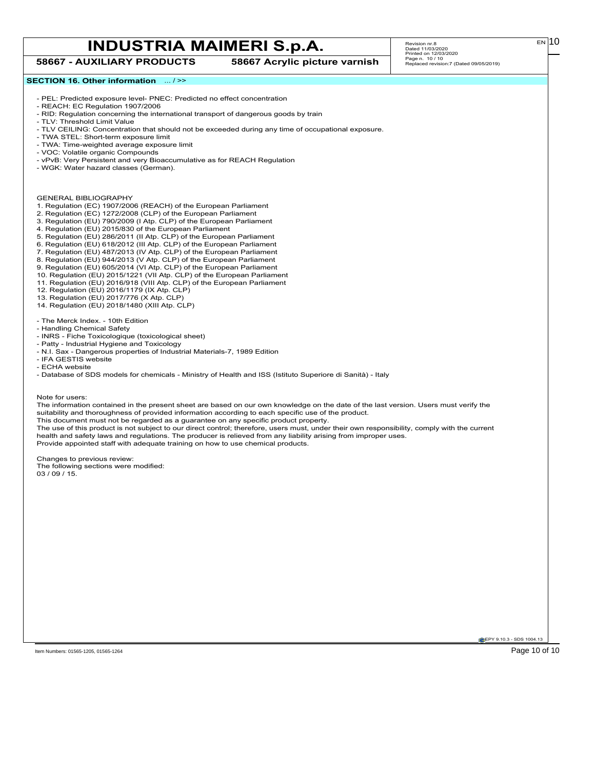## SECTION 16. Other information ... / >>

- PEL: Predicted exposure level- PNEC: Predicted no effect concentration
- REACH: EC Regulation 1907/2006
- RID: Regulation concerning the international transport of dangerous goods by train
- TLV: Threshold Limit Value
- TLV CEILING: Concentration that should not be exceeded during any time of occupational exposure.
- TWA STEL: Short-term exposure limit
- TWA: Time-weighted average exposure limit
- VOC: Volatile organic Compounds
- vPvB: Very Persistent and very Bioaccumulative as for REACH Regulation
- WGK: Water hazard classes (German).

GENERAL BIBLIOGRAPHY

1. Regulation (EC) 1907/2006 (REACH) of the European Parliament
2. Regulation (EC) 1272/2008 (CLP) of the European Parliament
3. Regulation (EU) 790/2009 (I Atp. CLP) of the European Parliament
4. Regulation (EU) 2015/830 of the European Parliament
5. Regulation (EU) 286/2011 (II Atp. CLP) of the European Parliament
6. Regulation (EU) 618/2012 (III Atp. CLP) of the European Parliament
7. Regulation (EU) 487/2013 (IV Atp. CLP) of the European Parliament
8. Regulation (EU) 944/2013 (V Atp. CLP) of the European Parliament
9. Regulation (EU) 605/2014 (VI Atp. CLP) of the European Parliament
10. Regulation (EU) 2015/1221 (VII Atp. CLP) of the European Parliament
11. Regulation (EU) 2016/918 (VIII Atp. CLP) of the European Parliament
12. Regulation (EU) 2016/1179 (IX Atp. CLP)
13. Regulation (EU) 2017/776 (X Atp. CLP)
14. Regulation (EU) 2018/1480 (XIII Atp. CLP)

- The Merck Index. - 10th Edition
- Handling Chemical Safety
- INRS - Fiche Toxicologique (toxicological sheet)
- Patty - Industrial Hygiene and Toxicology
- N.I. Sax - Dangerous properties of Industrial Materials-7, 1989 Edition
- IFA GESTIS website
- ECHA website
- Database of SDS models for chemicals - Ministry of Health and ISS (Istituto Superiore di Sanità) - Italy

Note for users:
The information contained in the present sheet are based on our own knowledge on the date of the last version. Users must verify the suitability and thoroughness of provided information according to each specific use of the product.
This document must not be regarded as a guarantee on any specific product property.
The use of this product is not subject to our direct control; therefore, users must, under their own responsibility, comply with the current health and safety laws and regulations. The producer is relieved from any liability arising from improper uses.
Provide appointed staff with adequate training on how to use chemical products.

Changes to previous review:
The following sections were modified:
03 / 09 / 15.